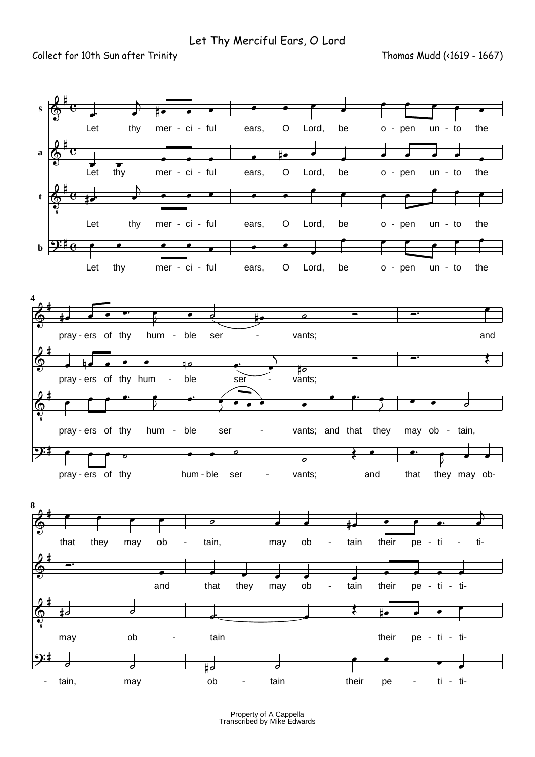# Let Thy Merciful Ears, O Lord

Collect for 10th Sun after Trinity

Thomas Mudd (<1619 - 1667)

Property of A Cappella
Transcribed by Mike Edwards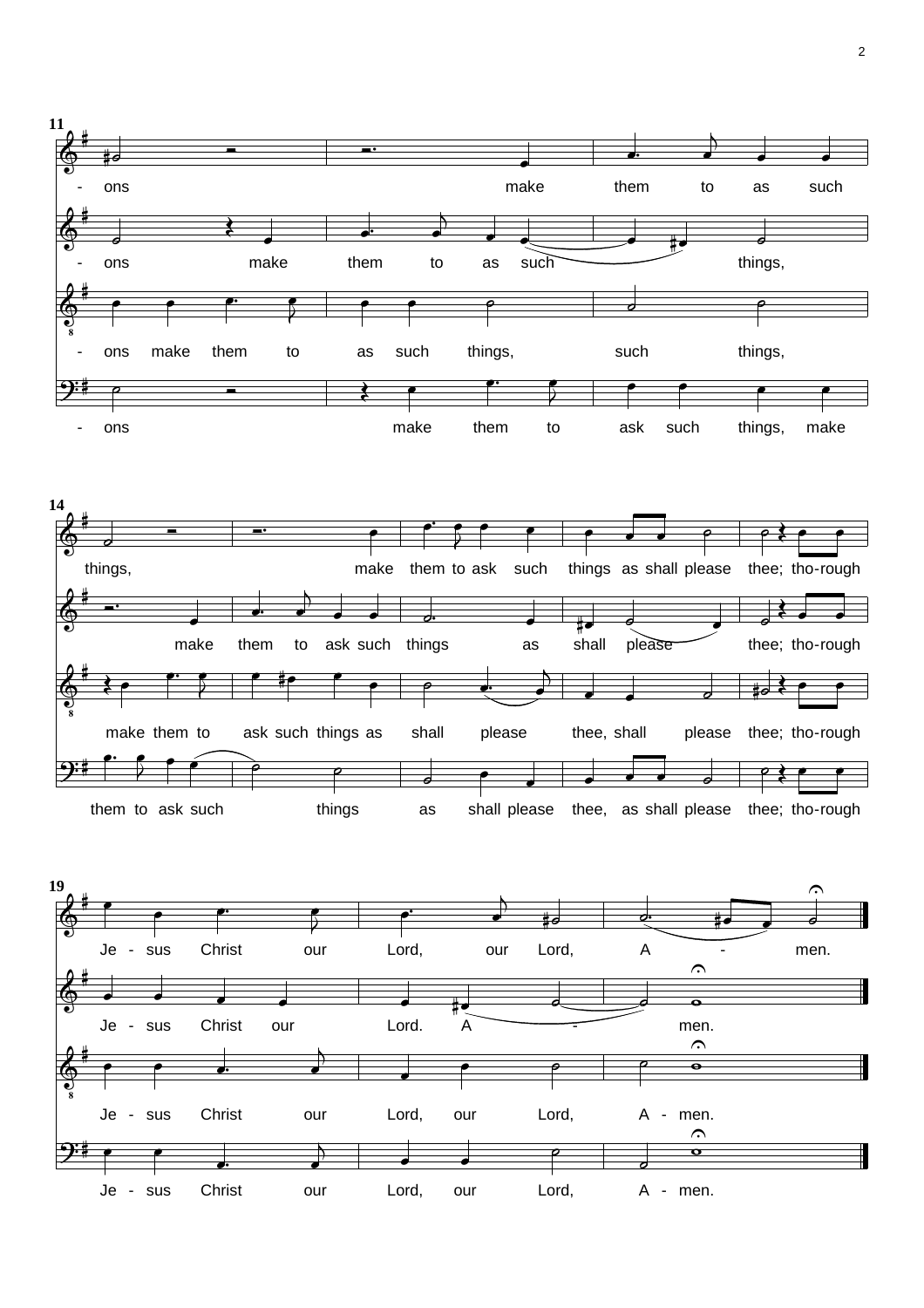11

- ons make them to as such

- ons make them to as such things,

- ons make them to as such things, such things,

- ons make them to ask such things, make

14

things, make them to ask such things as shall please thee; tho-rough

make them to ask such things as shall please thee; tho-rough

make them to ask such things as shall please thee, shall please thee; tho-rough

them to ask such things as shall please thee, as shall please thee; tho-rough

19

Je - sus Christ our Lord, our Lord, A - men.

Je - sus Christ our Lord. A - men.

Je - sus Christ our Lord, our Lord, A - men.

Je - sus Christ our Lord, our Lord, A - men.